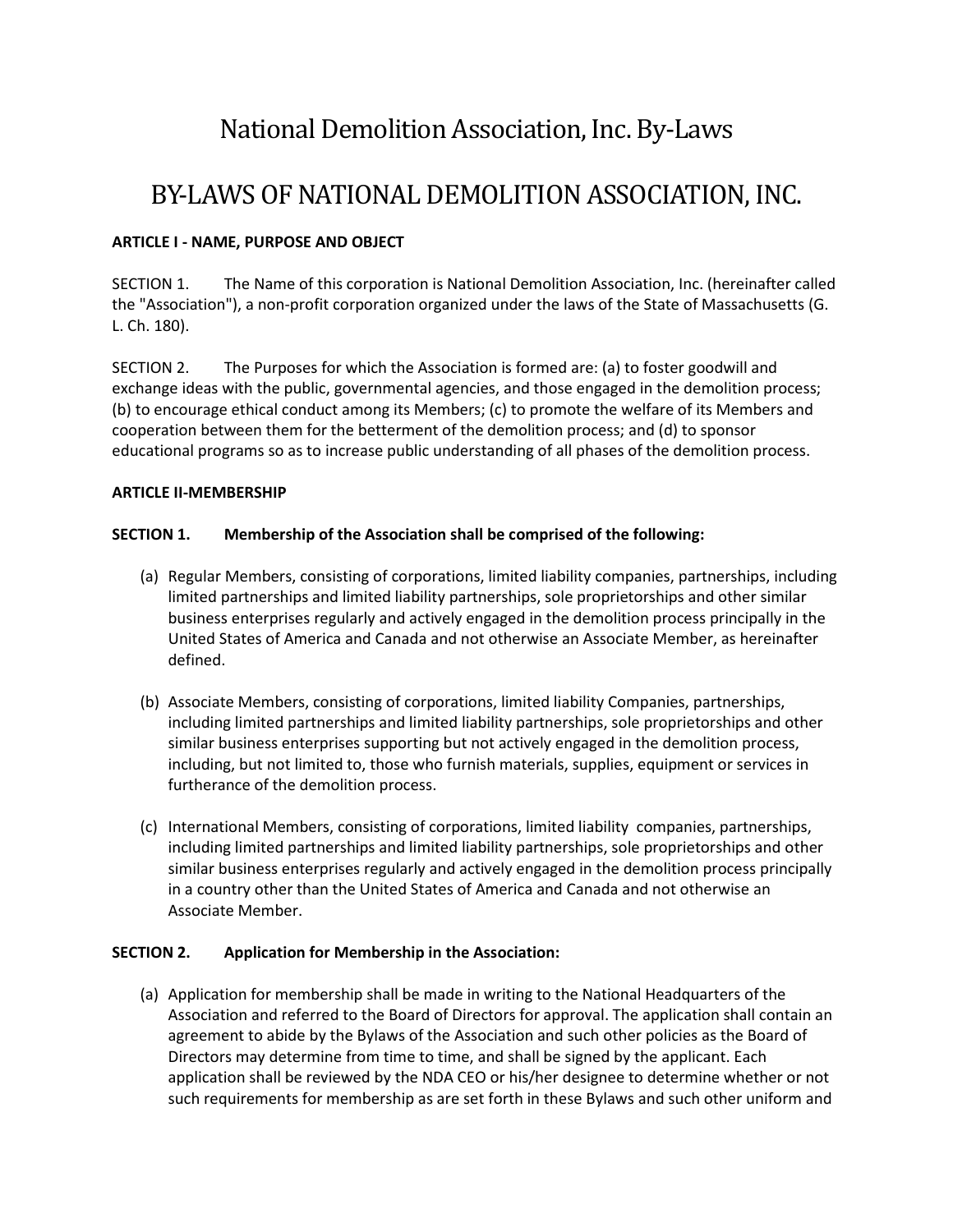# National Demolition Association, Inc. By-Laws

# BY-LAWS OF NATIONAL DEMOLITION ASSOCIATION, INC.

**ARTICLE I - NAME, PURPOSE AND OBJECT**

SECTION 1. The Name of this corporation is National Demolition Association, Inc. (hereinafter called the "Association"), a non-profit corporation organized under the laws of the State of Massachusetts (G. L. Ch. 180).

SECTION 2. The Purposes for which the Association is formed are: (a) to foster goodwill and exchange ideas with the public, governmental agencies, and those engaged in the demolition process; (b) to encourage ethical conduct among its Members; (c) to promote the welfare of its Members and cooperation between them for the betterment of the demolition process; and (d) to sponsor educational programs so as to increase public understanding of all phases of the demolition process.

**ARTICLE II-MEMBERSHIP**

**SECTION 1. Membership of the Association shall be comprised of the following:**

(a) Regular Members, consisting of corporations, limited liability companies, partnerships, including limited partnerships and limited liability partnerships, sole proprietorships and other similar business enterprises regularly and actively engaged in the demolition process principally in the United States of America and Canada and not otherwise an Associate Member, as hereinafter defined.

(b) Associate Members, consisting of corporations, limited liability Companies, partnerships, including limited partnerships and limited liability partnerships, sole proprietorships and other similar business enterprises supporting but not actively engaged in the demolition process, including, but not limited to, those who furnish materials, supplies, equipment or services in furtherance of the demolition process.

(c) International Members, consisting of corporations, limited liability companies, partnerships, including limited partnerships and limited liability partnerships, sole proprietorships and other similar business enterprises regularly and actively engaged in the demolition process principally in a country other than the United States of America and Canada and not otherwise an Associate Member.

**SECTION 2. Application for Membership in the Association:**

(a) Application for membership shall be made in writing to the National Headquarters of the Association and referred to the Board of Directors for approval. The application shall contain an agreement to abide by the Bylaws of the Association and such other policies as the Board of Directors may determine from time to time, and shall be signed by the applicant. Each application shall be reviewed by the NDA CEO or his/her designee to determine whether or not such requirements for membership as are set forth in these Bylaws and such other uniform and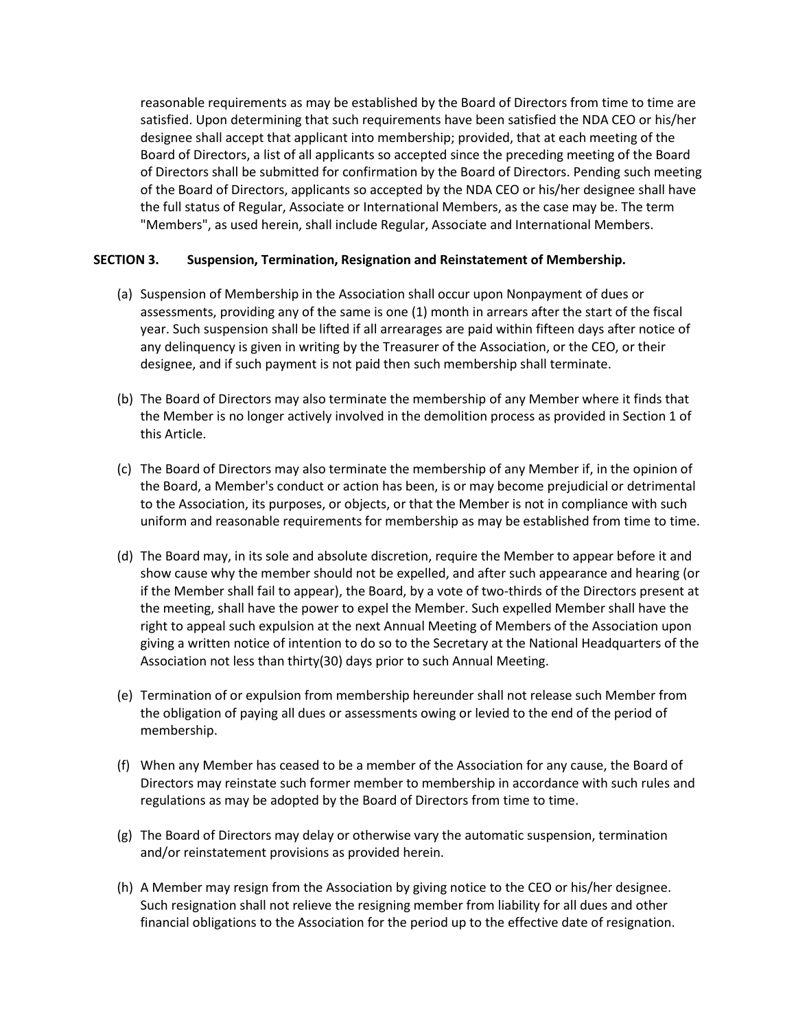reasonable requirements as may be established by the Board of Directors from time to time are satisfied. Upon determining that such requirements have been satisfied the NDA CEO or his/her designee shall accept that applicant into membership; provided, that at each meeting of the Board of Directors, a list of all applicants so accepted since the preceding meeting of the Board of Directors shall be submitted for confirmation by the Board of Directors. Pending such meeting of the Board of Directors, applicants so accepted by the NDA CEO or his/her designee shall have the full status of Regular, Associate or International Members, as the case may be. The term "Members", as used herein, shall include Regular, Associate and International Members.

**SECTION 3. Suspension, Termination, Resignation and Reinstatement of Membership.**

(a) Suspension of Membership in the Association shall occur upon Nonpayment of dues or assessments, providing any of the same is one (1) month in arrears after the start of the fiscal year. Such suspension shall be lifted if all arrearages are paid within fifteen days after notice of any delinquency is given in writing by the Treasurer of the Association, or the CEO, or their designee, and if such payment is not paid then such membership shall terminate.

(b) The Board of Directors may also terminate the membership of any Member where it finds that the Member is no longer actively involved in the demolition process as provided in Section 1 of this Article.

(c) The Board of Directors may also terminate the membership of any Member if, in the opinion of the Board, a Member's conduct or action has been, is or may become prejudicial or detrimental to the Association, its purposes, or objects, or that the Member is not in compliance with such uniform and reasonable requirements for membership as may be established from time to time.

(d) The Board may, in its sole and absolute discretion, require the Member to appear before it and show cause why the member should not be expelled, and after such appearance and hearing (or if the Member shall fail to appear), the Board, by a vote of two-thirds of the Directors present at the meeting, shall have the power to expel the Member. Such expelled Member shall have the right to appeal such expulsion at the next Annual Meeting of Members of the Association upon giving a written notice of intention to do so to the Secretary at the National Headquarters of the Association not less than thirty(30) days prior to such Annual Meeting.

(e) Termination of or expulsion from membership hereunder shall not release such Member from the obligation of paying all dues or assessments owing or levied to the end of the period of membership.

(f) When any Member has ceased to be a member of the Association for any cause, the Board of Directors may reinstate such former member to membership in accordance with such rules and regulations as may be adopted by the Board of Directors from time to time.

(g) The Board of Directors may delay or otherwise vary the automatic suspension, termination and/or reinstatement provisions as provided herein.

(h) A Member may resign from the Association by giving notice to the CEO or his/her designee. Such resignation shall not relieve the resigning member from liability for all dues and other financial obligations to the Association for the period up to the effective date of resignation.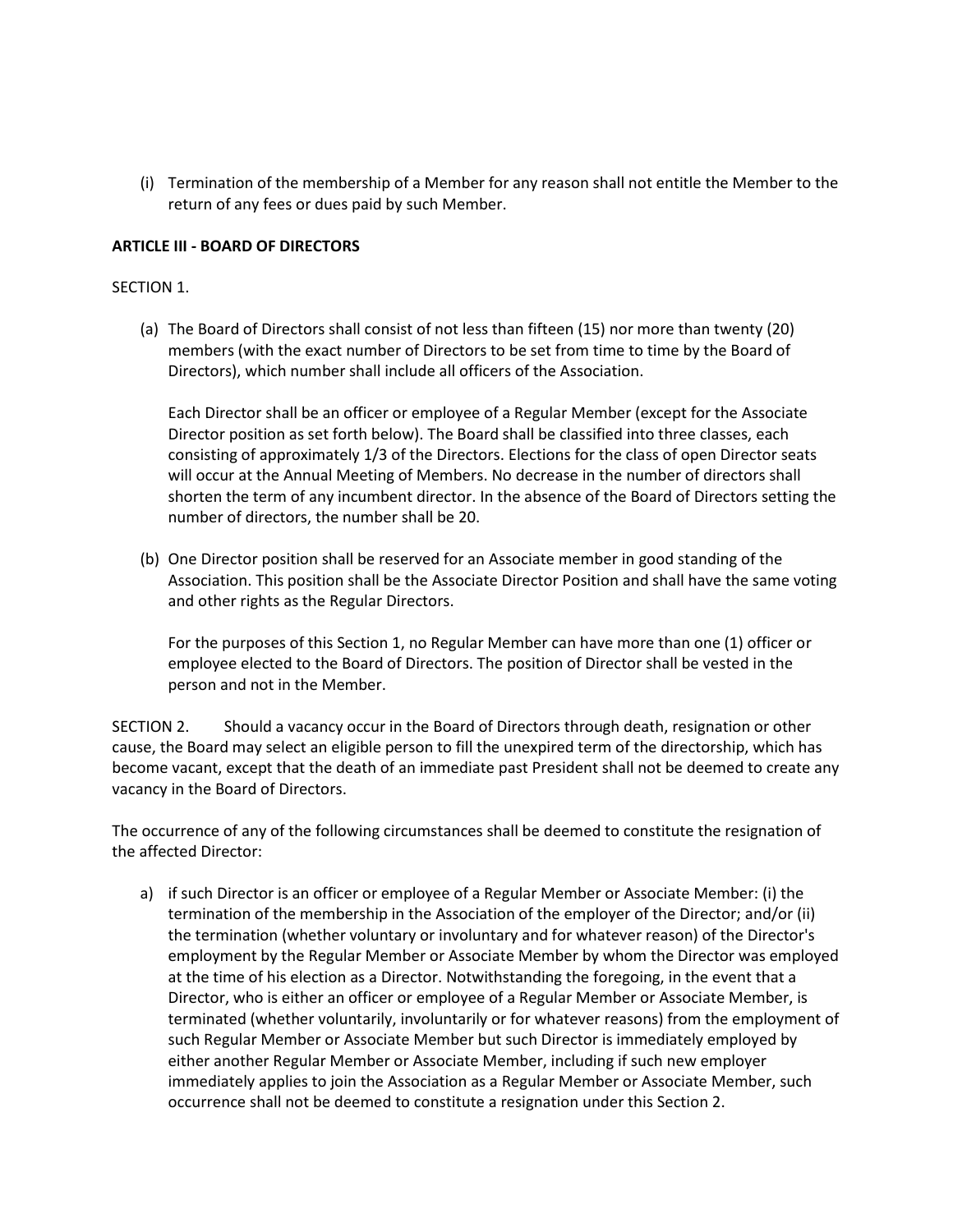(i) Termination of the membership of a Member for any reason shall not entitle the Member to the return of any fees or dues paid by such Member.

**ARTICLE III - BOARD OF DIRECTORS**

SECTION 1.

(a) The Board of Directors shall consist of not less than fifteen (15) nor more than twenty (20) members (with the exact number of Directors to be set from time to time by the Board of Directors), which number shall include all officers of the Association.

Each Director shall be an officer or employee of a Regular Member (except for the Associate Director position as set forth below). The Board shall be classified into three classes, each consisting of approximately 1/3 of the Directors. Elections for the class of open Director seats will occur at the Annual Meeting of Members. No decrease in the number of directors shall shorten the term of any incumbent director. In the absence of the Board of Directors setting the number of directors, the number shall be 20.

(b) One Director position shall be reserved for an Associate member in good standing of the Association. This position shall be the Associate Director Position and shall have the same voting and other rights as the Regular Directors.

For the purposes of this Section 1, no Regular Member can have more than one (1) officer or employee elected to the Board of Directors. The position of Director shall be vested in the person and not in the Member.

SECTION 2. Should a vacancy occur in the Board of Directors through death, resignation or other cause, the Board may select an eligible person to fill the unexpired term of the directorship, which has become vacant, except that the death of an immediate past President shall not be deemed to create any vacancy in the Board of Directors.

The occurrence of any of the following circumstances shall be deemed to constitute the resignation of the affected Director:

a) if such Director is an officer or employee of a Regular Member or Associate Member: (i) the termination of the membership in the Association of the employer of the Director; and/or (ii) the termination (whether voluntary or involuntary and for whatever reason) of the Director's employment by the Regular Member or Associate Member by whom the Director was employed at the time of his election as a Director. Notwithstanding the foregoing, in the event that a Director, who is either an officer or employee of a Regular Member or Associate Member, is terminated (whether voluntarily, involuntarily or for whatever reasons) from the employment of such Regular Member or Associate Member but such Director is immediately employed by either another Regular Member or Associate Member, including if such new employer immediately applies to join the Association as a Regular Member or Associate Member, such occurrence shall not be deemed to constitute a resignation under this Section 2.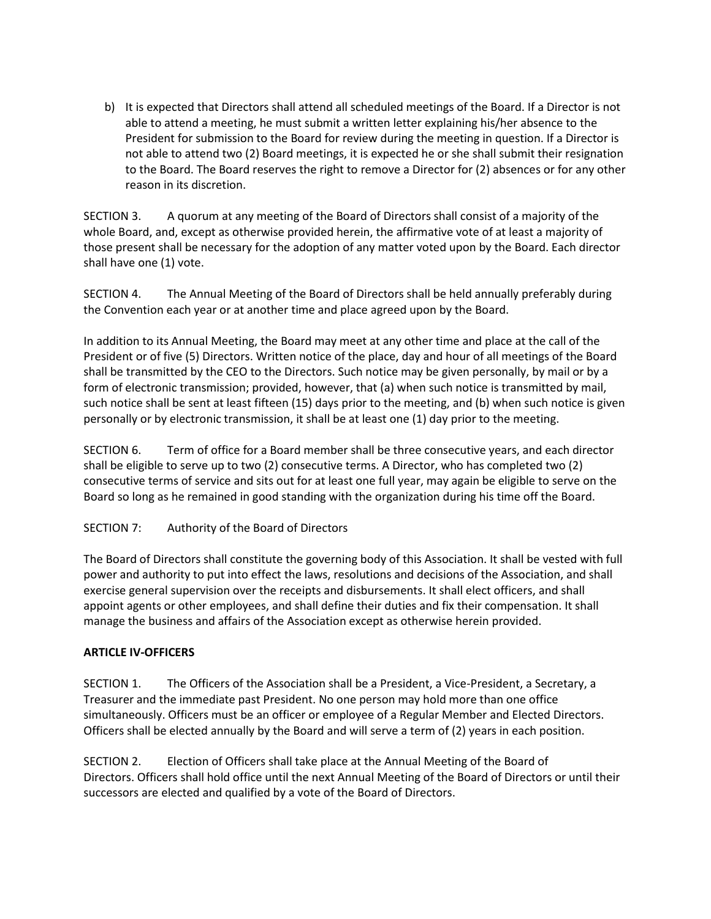b) It is expected that Directors shall attend all scheduled meetings of the Board. If a Director is not able to attend a meeting, he must submit a written letter explaining his/her absence to the President for submission to the Board for review during the meeting in question. If a Director is not able to attend two (2) Board meetings, it is expected he or she shall submit their resignation to the Board. The Board reserves the right to remove a Director for (2) absences or for any other reason in its discretion.

SECTION 3. A quorum at any meeting of the Board of Directors shall consist of a majority of the whole Board, and, except as otherwise provided herein, the affirmative vote of at least a majority of those present shall be necessary for the adoption of any matter voted upon by the Board. Each director shall have one (1) vote.

SECTION 4. The Annual Meeting of the Board of Directors shall be held annually preferably during the Convention each year or at another time and place agreed upon by the Board.

In addition to its Annual Meeting, the Board may meet at any other time and place at the call of the President or of five (5) Directors. Written notice of the place, day and hour of all meetings of the Board shall be transmitted by the CEO to the Directors. Such notice may be given personally, by mail or by a form of electronic transmission; provided, however, that (a) when such notice is transmitted by mail, such notice shall be sent at least fifteen (15) days prior to the meeting, and (b) when such notice is given personally or by electronic transmission, it shall be at least one (1) day prior to the meeting.

SECTION 6. Term of office for a Board member shall be three consecutive years, and each director shall be eligible to serve up to two (2) consecutive terms. A Director, who has completed two (2) consecutive terms of service and sits out for at least one full year, may again be eligible to serve on the Board so long as he remained in good standing with the organization during his time off the Board.

SECTION 7: Authority of the Board of Directors

The Board of Directors shall constitute the governing body of this Association. It shall be vested with full power and authority to put into effect the laws, resolutions and decisions of the Association, and shall exercise general supervision over the receipts and disbursements. It shall elect officers, and shall appoint agents or other employees, and shall define their duties and fix their compensation. It shall manage the business and affairs of the Association except as otherwise herein provided.

**ARTICLE IV-OFFICERS**

SECTION 1. The Officers of the Association shall be a President, a Vice-President, a Secretary, a Treasurer and the immediate past President. No one person may hold more than one office simultaneously. Officers must be an officer or employee of a Regular Member and Elected Directors. Officers shall be elected annually by the Board and will serve a term of (2) years in each position.

SECTION 2. Election of Officers shall take place at the Annual Meeting of the Board of Directors. Officers shall hold office until the next Annual Meeting of the Board of Directors or until their successors are elected and qualified by a vote of the Board of Directors.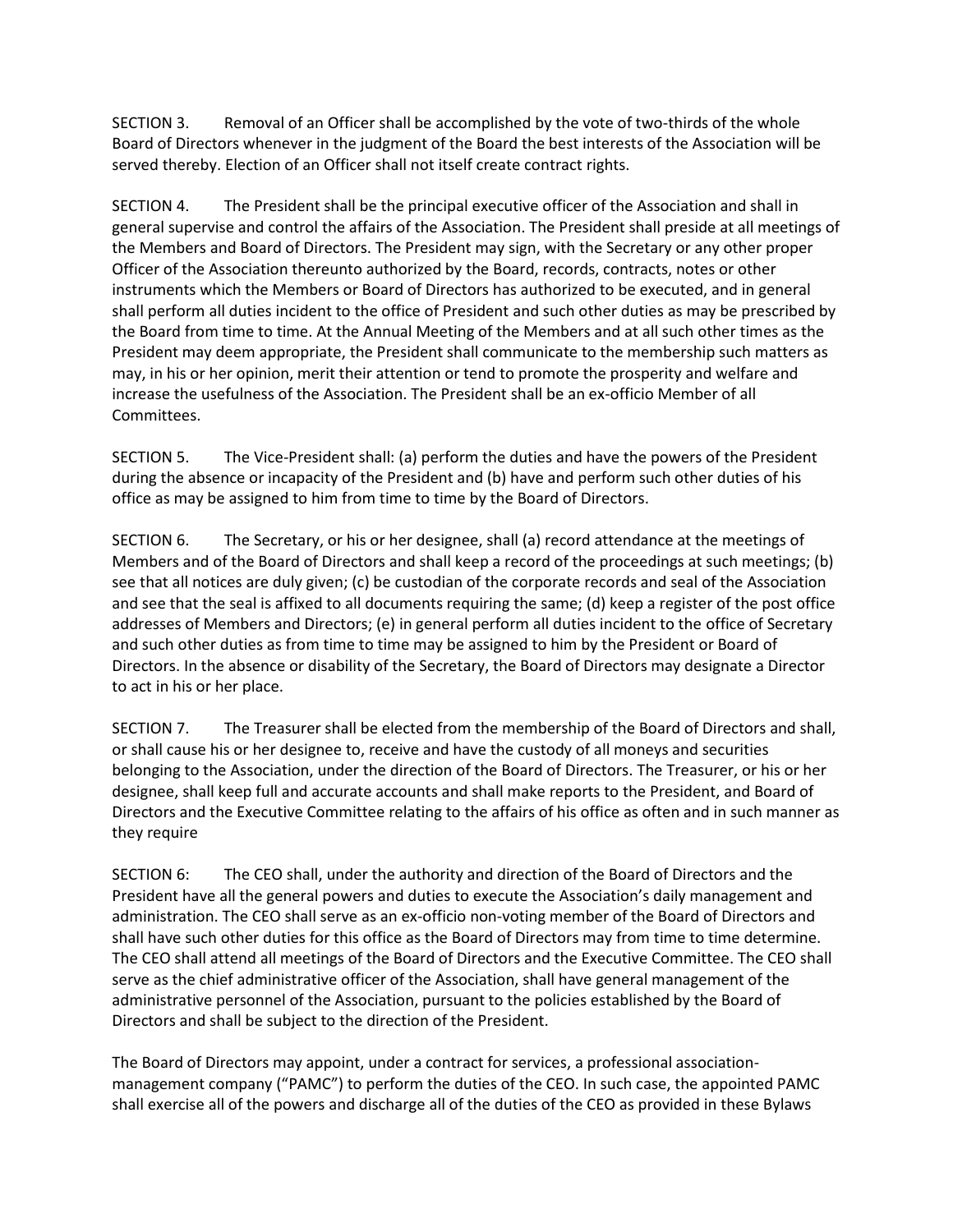SECTION 3. Removal of an Officer shall be accomplished by the vote of two-thirds of the whole Board of Directors whenever in the judgment of the Board the best interests of the Association will be served thereby. Election of an Officer shall not itself create contract rights.

SECTION 4. The President shall be the principal executive officer of the Association and shall in general supervise and control the affairs of the Association. The President shall preside at all meetings of the Members and Board of Directors. The President may sign, with the Secretary or any other proper Officer of the Association thereunto authorized by the Board, records, contracts, notes or other instruments which the Members or Board of Directors has authorized to be executed, and in general shall perform all duties incident to the office of President and such other duties as may be prescribed by the Board from time to time. At the Annual Meeting of the Members and at all such other times as the President may deem appropriate, the President shall communicate to the membership such matters as may, in his or her opinion, merit their attention or tend to promote the prosperity and welfare and increase the usefulness of the Association. The President shall be an ex-officio Member of all Committees.

SECTION 5. The Vice-President shall: (a) perform the duties and have the powers of the President during the absence or incapacity of the President and (b) have and perform such other duties of his office as may be assigned to him from time to time by the Board of Directors.

SECTION 6. The Secretary, or his or her designee, shall (a) record attendance at the meetings of Members and of the Board of Directors and shall keep a record of the proceedings at such meetings; (b) see that all notices are duly given; (c) be custodian of the corporate records and seal of the Association and see that the seal is affixed to all documents requiring the same; (d) keep a register of the post office addresses of Members and Directors; (e) in general perform all duties incident to the office of Secretary and such other duties as from time to time may be assigned to him by the President or Board of Directors. In the absence or disability of the Secretary, the Board of Directors may designate a Director to act in his or her place.

SECTION 7. The Treasurer shall be elected from the membership of the Board of Directors and shall, or shall cause his or her designee to, receive and have the custody of all moneys and securities belonging to the Association, under the direction of the Board of Directors. The Treasurer, or his or her designee, shall keep full and accurate accounts and shall make reports to the President, and Board of Directors and the Executive Committee relating to the affairs of his office as often and in such manner as they require

SECTION 6: The CEO shall, under the authority and direction of the Board of Directors and the President have all the general powers and duties to execute the Association's daily management and administration. The CEO shall serve as an ex-officio non-voting member of the Board of Directors and shall have such other duties for this office as the Board of Directors may from time to time determine. The CEO shall attend all meetings of the Board of Directors and the Executive Committee. The CEO shall serve as the chief administrative officer of the Association, shall have general management of the administrative personnel of the Association, pursuant to the policies established by the Board of Directors and shall be subject to the direction of the President.

The Board of Directors may appoint, under a contract for services, a professional association-management company ("PAMC") to perform the duties of the CEO. In such case, the appointed PAMC shall exercise all of the powers and discharge all of the duties of the CEO as provided in these Bylaws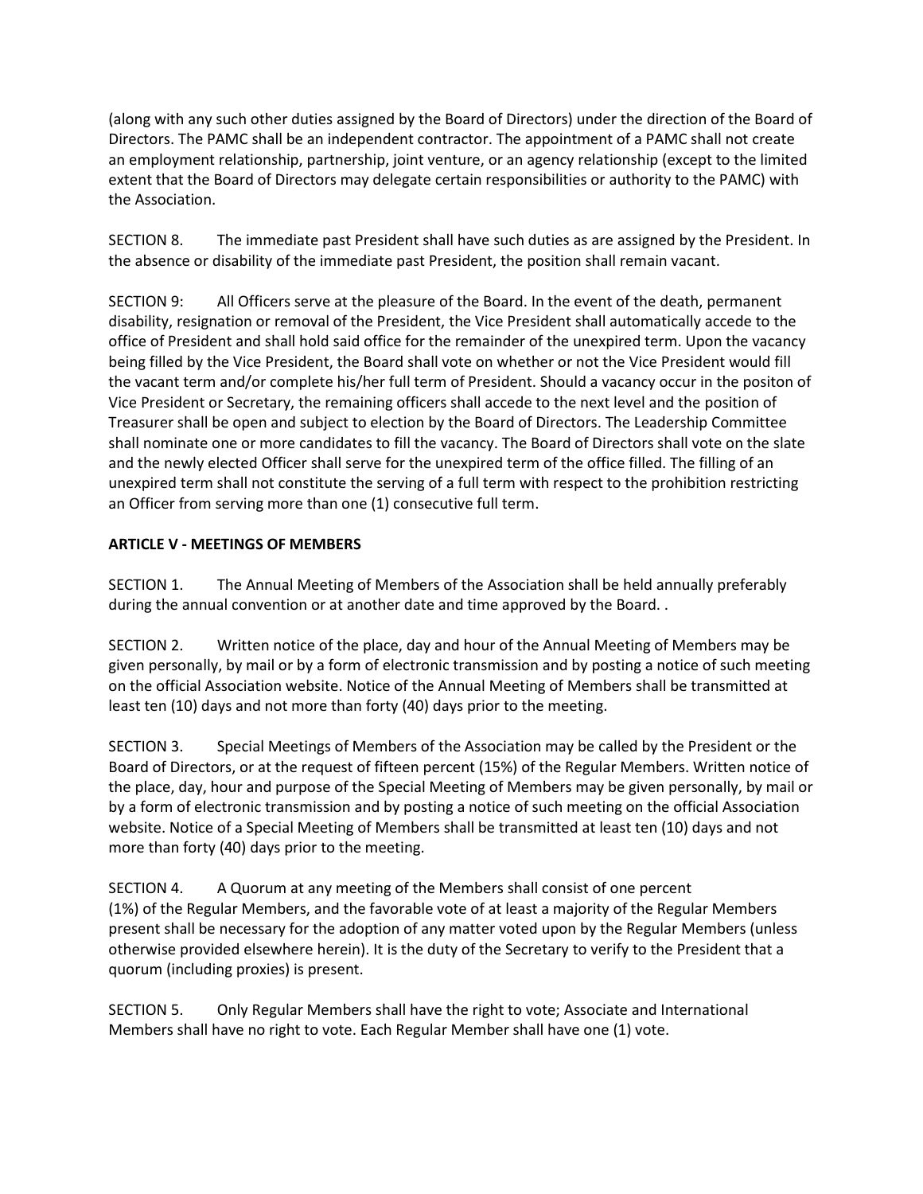(along with any such other duties assigned by the Board of Directors) under the direction of the Board of Directors. The PAMC shall be an independent contractor. The appointment of a PAMC shall not create an employment relationship, partnership, joint venture, or an agency relationship (except to the limited extent that the Board of Directors may delegate certain responsibilities or authority to the PAMC) with the Association.

SECTION 8. The immediate past President shall have such duties as are assigned by the President. In the absence or disability of the immediate past President, the position shall remain vacant.

SECTION 9: All Officers serve at the pleasure of the Board. In the event of the death, permanent disability, resignation or removal of the President, the Vice President shall automatically accede to the office of President and shall hold said office for the remainder of the unexpired term. Upon the vacancy being filled by the Vice President, the Board shall vote on whether or not the Vice President would fill the vacant term and/or complete his/her full term of President. Should a vacancy occur in the positon of Vice President or Secretary, the remaining officers shall accede to the next level and the position of Treasurer shall be open and subject to election by the Board of Directors. The Leadership Committee shall nominate one or more candidates to fill the vacancy. The Board of Directors shall vote on the slate and the newly elected Officer shall serve for the unexpired term of the office filled. The filling of an unexpired term shall not constitute the serving of a full term with respect to the prohibition restricting an Officer from serving more than one (1) consecutive full term.

**ARTICLE V - MEETINGS OF MEMBERS**

SECTION 1. The Annual Meeting of Members of the Association shall be held annually preferably during the annual convention or at another date and time approved by the Board. .

SECTION 2. Written notice of the place, day and hour of the Annual Meeting of Members may be given personally, by mail or by a form of electronic transmission and by posting a notice of such meeting on the official Association website. Notice of the Annual Meeting of Members shall be transmitted at least ten (10) days and not more than forty (40) days prior to the meeting.

SECTION 3. Special Meetings of Members of the Association may be called by the President or the Board of Directors, or at the request of fifteen percent (15%) of the Regular Members. Written notice of the place, day, hour and purpose of the Special Meeting of Members may be given personally, by mail or by a form of electronic transmission and by posting a notice of such meeting on the official Association website. Notice of a Special Meeting of Members shall be transmitted at least ten (10) days and not more than forty (40) days prior to the meeting.

SECTION 4. A Quorum at any meeting of the Members shall consist of one percent (1%) of the Regular Members, and the favorable vote of at least a majority of the Regular Members present shall be necessary for the adoption of any matter voted upon by the Regular Members (unless otherwise provided elsewhere herein). It is the duty of the Secretary to verify to the President that a quorum (including proxies) is present.

SECTION 5. Only Regular Members shall have the right to vote; Associate and International Members shall have no right to vote. Each Regular Member shall have one (1) vote.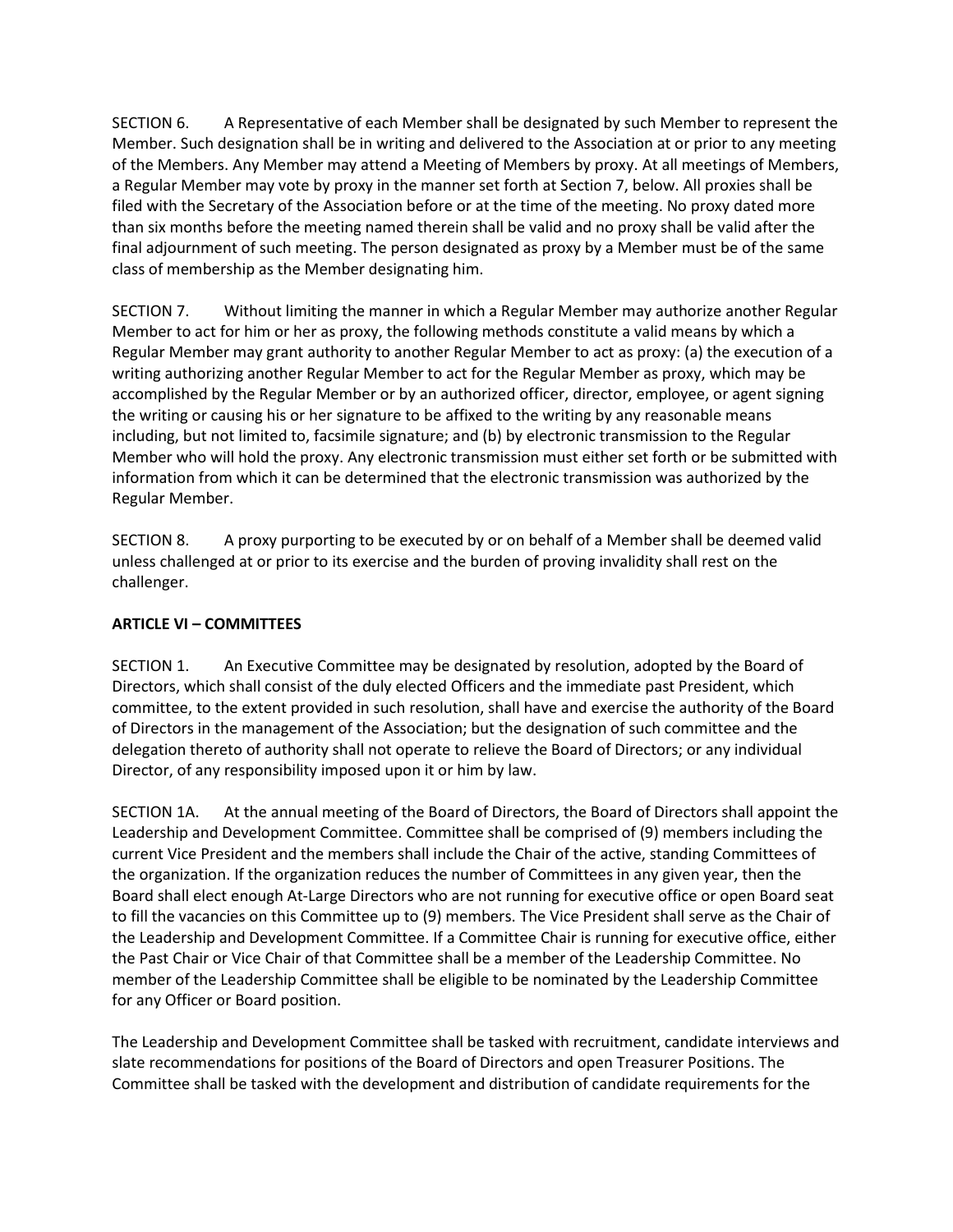SECTION 6. A Representative of each Member shall be designated by such Member to represent the Member. Such designation shall be in writing and delivered to the Association at or prior to any meeting of the Members. Any Member may attend a Meeting of Members by proxy. At all meetings of Members, a Regular Member may vote by proxy in the manner set forth at Section 7, below. All proxies shall be filed with the Secretary of the Association before or at the time of the meeting. No proxy dated more than six months before the meeting named therein shall be valid and no proxy shall be valid after the final adjournment of such meeting. The person designated as proxy by a Member must be of the same class of membership as the Member designating him.

SECTION 7. Without limiting the manner in which a Regular Member may authorize another Regular Member to act for him or her as proxy, the following methods constitute a valid means by which a Regular Member may grant authority to another Regular Member to act as proxy: (a) the execution of a writing authorizing another Regular Member to act for the Regular Member as proxy, which may be accomplished by the Regular Member or by an authorized officer, director, employee, or agent signing the writing or causing his or her signature to be affixed to the writing by any reasonable means including, but not limited to, facsimile signature; and (b) by electronic transmission to the Regular Member who will hold the proxy. Any electronic transmission must either set forth or be submitted with information from which it can be determined that the electronic transmission was authorized by the Regular Member.

SECTION 8. A proxy purporting to be executed by or on behalf of a Member shall be deemed valid unless challenged at or prior to its exercise and the burden of proving invalidity shall rest on the challenger.

**ARTICLE VI – COMMITTEES**

SECTION 1. An Executive Committee may be designated by resolution, adopted by the Board of Directors, which shall consist of the duly elected Officers and the immediate past President, which committee, to the extent provided in such resolution, shall have and exercise the authority of the Board of Directors in the management of the Association; but the designation of such committee and the delegation thereto of authority shall not operate to relieve the Board of Directors; or any individual Director, of any responsibility imposed upon it or him by law.

SECTION 1A. At the annual meeting of the Board of Directors, the Board of Directors shall appoint the Leadership and Development Committee. Committee shall be comprised of (9) members including the current Vice President and the members shall include the Chair of the active, standing Committees of the organization. If the organization reduces the number of Committees in any given year, then the Board shall elect enough At-Large Directors who are not running for executive office or open Board seat to fill the vacancies on this Committee up to (9) members. The Vice President shall serve as the Chair of the Leadership and Development Committee. If a Committee Chair is running for executive office, either the Past Chair or Vice Chair of that Committee shall be a member of the Leadership Committee. No member of the Leadership Committee shall be eligible to be nominated by the Leadership Committee for any Officer or Board position.

The Leadership and Development Committee shall be tasked with recruitment, candidate interviews and slate recommendations for positions of the Board of Directors and open Treasurer Positions. The Committee shall be tasked with the development and distribution of candidate requirements for the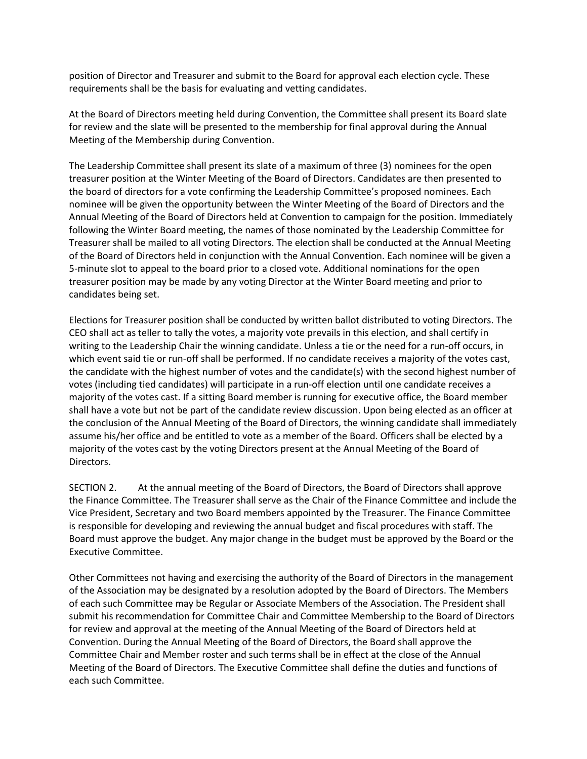position of Director and Treasurer and submit to the Board for approval each election cycle. These requirements shall be the basis for evaluating and vetting candidates.

At the Board of Directors meeting held during Convention, the Committee shall present its Board slate for review and the slate will be presented to the membership for final approval during the Annual Meeting of the Membership during Convention.

The Leadership Committee shall present its slate of a maximum of three (3) nominees for the open treasurer position at the Winter Meeting of the Board of Directors. Candidates are then presented to the board of directors for a vote confirming the Leadership Committee's proposed nominees. Each nominee will be given the opportunity between the Winter Meeting of the Board of Directors and the Annual Meeting of the Board of Directors held at Convention to campaign for the position. Immediately following the Winter Board meeting, the names of those nominated by the Leadership Committee for Treasurer shall be mailed to all voting Directors. The election shall be conducted at the Annual Meeting of the Board of Directors held in conjunction with the Annual Convention. Each nominee will be given a 5-minute slot to appeal to the board prior to a closed vote. Additional nominations for the open treasurer position may be made by any voting Director at the Winter Board meeting and prior to candidates being set.

Elections for Treasurer position shall be conducted by written ballot distributed to voting Directors. The CEO shall act as teller to tally the votes, a majority vote prevails in this election, and shall certify in writing to the Leadership Chair the winning candidate. Unless a tie or the need for a run-off occurs, in which event said tie or run-off shall be performed. If no candidate receives a majority of the votes cast, the candidate with the highest number of votes and the candidate(s) with the second highest number of votes (including tied candidates) will participate in a run-off election until one candidate receives a majority of the votes cast. If a sitting Board member is running for executive office, the Board member shall have a vote but not be part of the candidate review discussion. Upon being elected as an officer at the conclusion of the Annual Meeting of the Board of Directors, the winning candidate shall immediately assume his/her office and be entitled to vote as a member of the Board. Officers shall be elected by a majority of the votes cast by the voting Directors present at the Annual Meeting of the Board of Directors.

SECTION 2. At the annual meeting of the Board of Directors, the Board of Directors shall approve the Finance Committee. The Treasurer shall serve as the Chair of the Finance Committee and include the Vice President, Secretary and two Board members appointed by the Treasurer. The Finance Committee is responsible for developing and reviewing the annual budget and fiscal procedures with staff. The Board must approve the budget. Any major change in the budget must be approved by the Board or the Executive Committee.

Other Committees not having and exercising the authority of the Board of Directors in the management of the Association may be designated by a resolution adopted by the Board of Directors. The Members of each such Committee may be Regular or Associate Members of the Association. The President shall submit his recommendation for Committee Chair and Committee Membership to the Board of Directors for review and approval at the meeting of the Annual Meeting of the Board of Directors held at Convention. During the Annual Meeting of the Board of Directors, the Board shall approve the Committee Chair and Member roster and such terms shall be in effect at the close of the Annual Meeting of the Board of Directors. The Executive Committee shall define the duties and functions of each such Committee.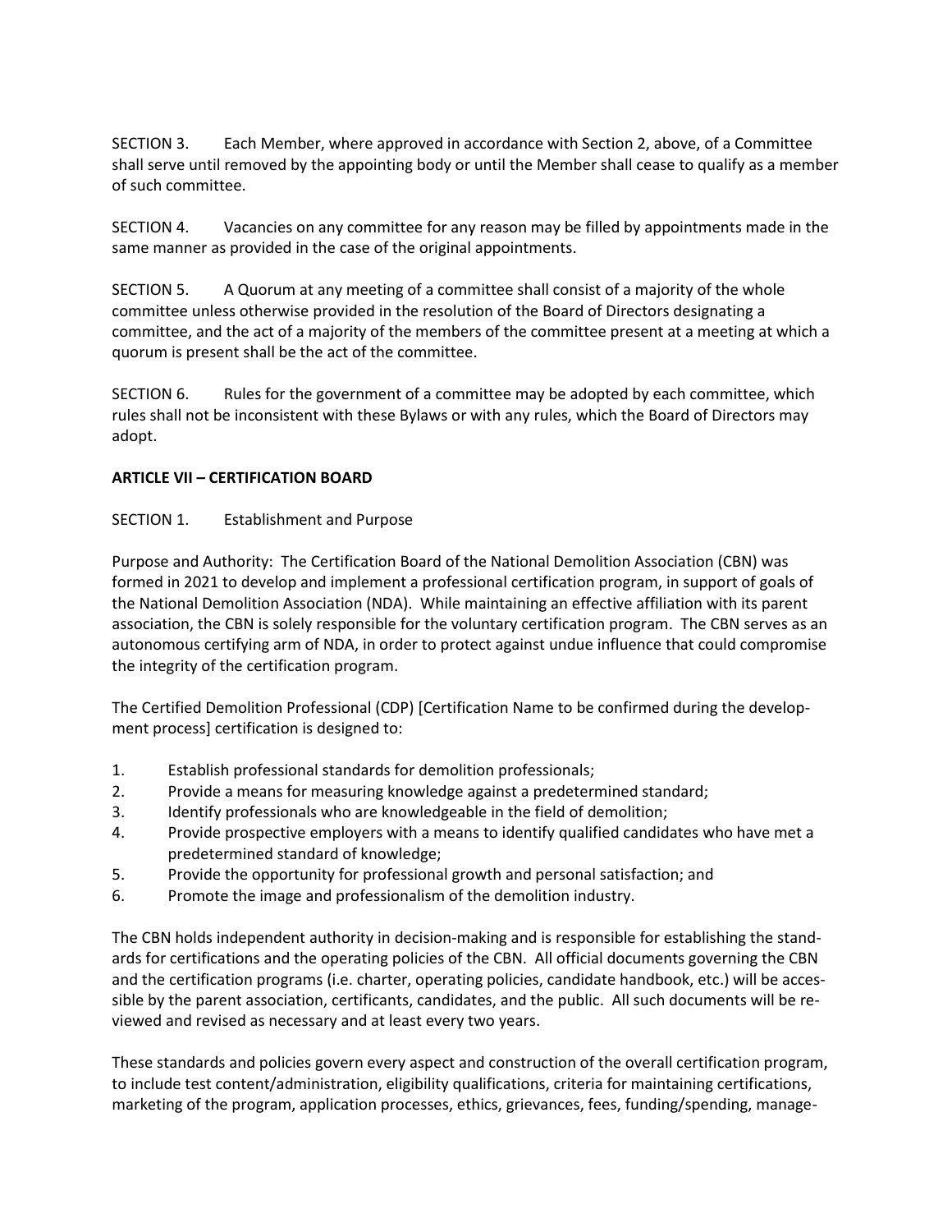SECTION 3. Each Member, where approved in accordance with Section 2, above, of a Committee shall serve until removed by the appointing body or until the Member shall cease to qualify as a member of such committee.

SECTION 4. Vacancies on any committee for any reason may be filled by appointments made in the same manner as provided in the case of the original appointments.

SECTION 5. A Quorum at any meeting of a committee shall consist of a majority of the whole committee unless otherwise provided in the resolution of the Board of Directors designating a committee, and the act of a majority of the members of the committee present at a meeting at which a quorum is present shall be the act of the committee.

SECTION 6. Rules for the government of a committee may be adopted by each committee, which rules shall not be inconsistent with these Bylaws or with any rules, which the Board of Directors may adopt.

**ARTICLE VII – CERTIFICATION BOARD**

SECTION 1. Establishment and Purpose

Purpose and Authority: The Certification Board of the National Demolition Association (CBN) was formed in 2021 to develop and implement a professional certification program, in support of goals of the National Demolition Association (NDA). While maintaining an effective affiliation with its parent association, the CBN is solely responsible for the voluntary certification program. The CBN serves as an autonomous certifying arm of NDA, in order to protect against undue influence that could compromise the integrity of the certification program.

The Certified Demolition Professional (CDP) [Certification Name to be confirmed during the development process] certification is designed to:

1. Establish professional standards for demolition professionals;
2. Provide a means for measuring knowledge against a predetermined standard;
3. Identify professionals who are knowledgeable in the field of demolition;
4. Provide prospective employers with a means to identify qualified candidates who have met a predetermined standard of knowledge;
5. Provide the opportunity for professional growth and personal satisfaction; and
6. Promote the image and professionalism of the demolition industry.

The CBN holds independent authority in decision-making and is responsible for establishing the standards for certifications and the operating policies of the CBN. All official documents governing the CBN and the certification programs (i.e. charter, operating policies, candidate handbook, etc.) will be accessible by the parent association, certificants, candidates, and the public. All such documents will be reviewed and revised as necessary and at least every two years.

These standards and policies govern every aspect and construction of the overall certification program, to include test content/administration, eligibility qualifications, criteria for maintaining certifications, marketing of the program, application processes, ethics, grievances, fees, funding/spending, manage-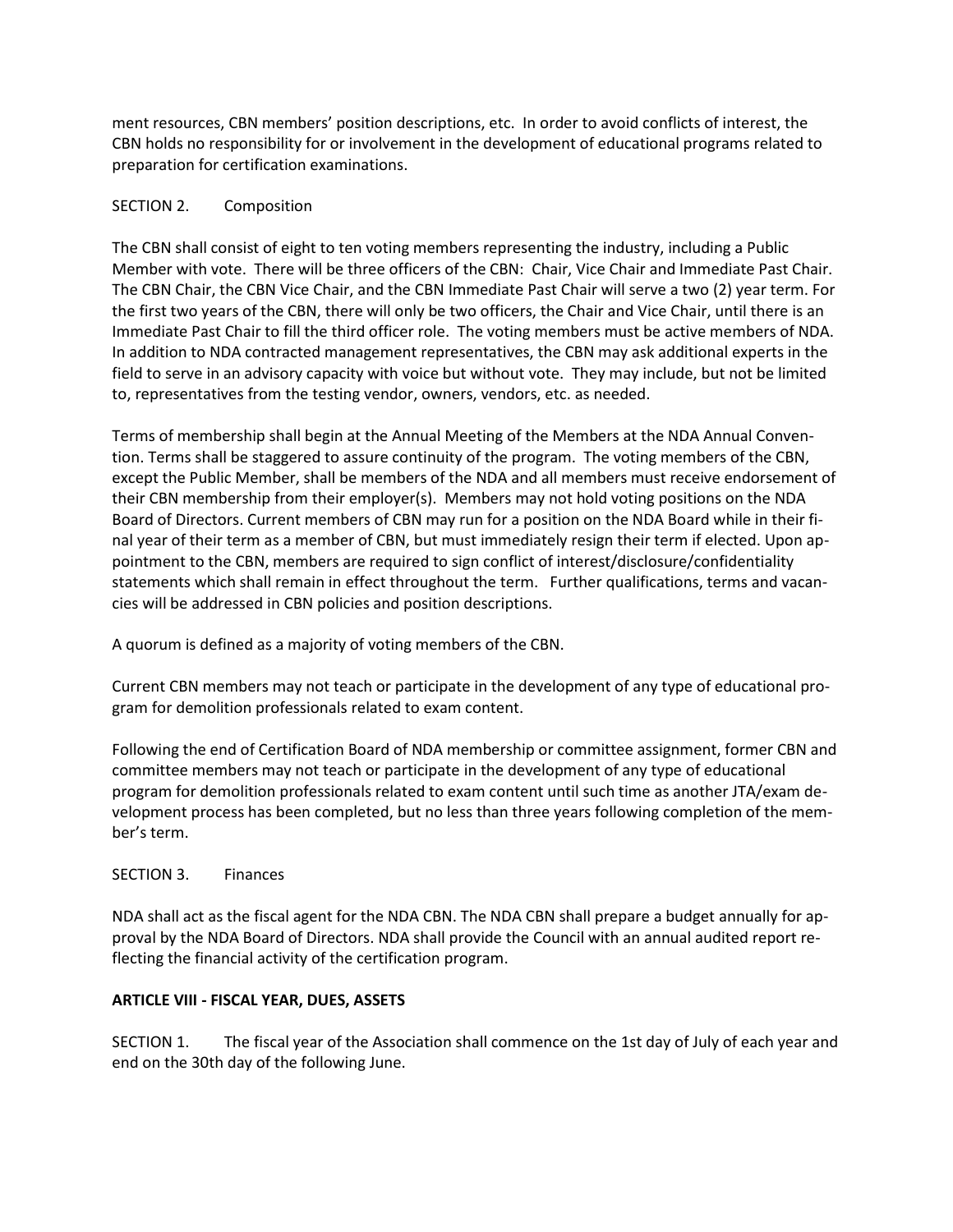ment resources, CBN members' position descriptions, etc. In order to avoid conflicts of interest, the CBN holds no responsibility for or involvement in the development of educational programs related to preparation for certification examinations.

SECTION 2. Composition

The CBN shall consist of eight to ten voting members representing the industry, including a Public Member with vote. There will be three officers of the CBN: Chair, Vice Chair and Immediate Past Chair. The CBN Chair, the CBN Vice Chair, and the CBN Immediate Past Chair will serve a two (2) year term. For the first two years of the CBN, there will only be two officers, the Chair and Vice Chair, until there is an Immediate Past Chair to fill the third officer role. The voting members must be active members of NDA. In addition to NDA contracted management representatives, the CBN may ask additional experts in the field to serve in an advisory capacity with voice but without vote. They may include, but not be limited to, representatives from the testing vendor, owners, vendors, etc. as needed.

Terms of membership shall begin at the Annual Meeting of the Members at the NDA Annual Convention. Terms shall be staggered to assure continuity of the program. The voting members of the CBN, except the Public Member, shall be members of the NDA and all members must receive endorsement of their CBN membership from their employer(s). Members may not hold voting positions on the NDA Board of Directors. Current members of CBN may run for a position on the NDA Board while in their final year of their term as a member of CBN, but must immediately resign their term if elected. Upon appointment to the CBN, members are required to sign conflict of interest/disclosure/confidentiality statements which shall remain in effect throughout the term. Further qualifications, terms and vacancies will be addressed in CBN policies and position descriptions.

A quorum is defined as a majority of voting members of the CBN.

Current CBN members may not teach or participate in the development of any type of educational program for demolition professionals related to exam content.

Following the end of Certification Board of NDA membership or committee assignment, former CBN and committee members may not teach or participate in the development of any type of educational program for demolition professionals related to exam content until such time as another JTA/exam development process has been completed, but no less than three years following completion of the member's term.

SECTION 3. Finances

NDA shall act as the fiscal agent for the NDA CBN. The NDA CBN shall prepare a budget annually for approval by the NDA Board of Directors. NDA shall provide the Council with an annual audited report reflecting the financial activity of the certification program.

**ARTICLE VIII - FISCAL YEAR, DUES, ASSETS**

SECTION 1. The fiscal year of the Association shall commence on the 1st day of July of each year and end on the 30th day of the following June.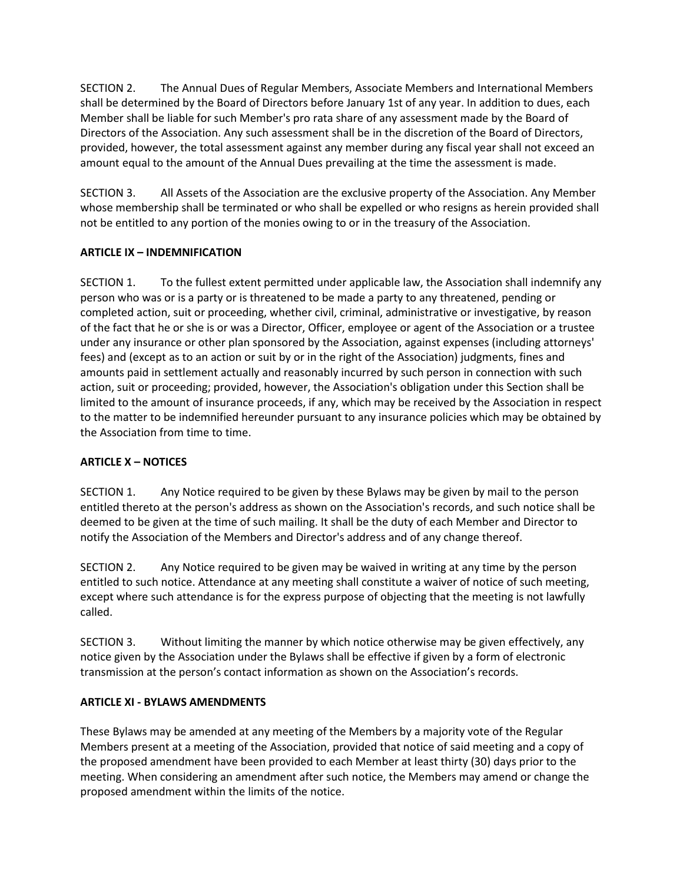SECTION 2. The Annual Dues of Regular Members, Associate Members and International Members shall be determined by the Board of Directors before January 1st of any year. In addition to dues, each Member shall be liable for such Member's pro rata share of any assessment made by the Board of Directors of the Association. Any such assessment shall be in the discretion of the Board of Directors, provided, however, the total assessment against any member during any fiscal year shall not exceed an amount equal to the amount of the Annual Dues prevailing at the time the assessment is made.

SECTION 3. All Assets of the Association are the exclusive property of the Association. Any Member whose membership shall be terminated or who shall be expelled or who resigns as herein provided shall not be entitled to any portion of the monies owing to or in the treasury of the Association.

**ARTICLE IX – INDEMNIFICATION**

SECTION 1. To the fullest extent permitted under applicable law, the Association shall indemnify any person who was or is a party or is threatened to be made a party to any threatened, pending or completed action, suit or proceeding, whether civil, criminal, administrative or investigative, by reason of the fact that he or she is or was a Director, Officer, employee or agent of the Association or a trustee under any insurance or other plan sponsored by the Association, against expenses (including attorneys' fees) and (except as to an action or suit by or in the right of the Association) judgments, fines and amounts paid in settlement actually and reasonably incurred by such person in connection with such action, suit or proceeding; provided, however, the Association's obligation under this Section shall be limited to the amount of insurance proceeds, if any, which may be received by the Association in respect to the matter to be indemnified hereunder pursuant to any insurance policies which may be obtained by the Association from time to time.

**ARTICLE X – NOTICES**

SECTION 1. Any Notice required to be given by these Bylaws may be given by mail to the person entitled thereto at the person's address as shown on the Association's records, and such notice shall be deemed to be given at the time of such mailing. It shall be the duty of each Member and Director to notify the Association of the Members and Director's address and of any change thereof.

SECTION 2. Any Notice required to be given may be waived in writing at any time by the person entitled to such notice. Attendance at any meeting shall constitute a waiver of notice of such meeting, except where such attendance is for the express purpose of objecting that the meeting is not lawfully called.

SECTION 3. Without limiting the manner by which notice otherwise may be given effectively, any notice given by the Association under the Bylaws shall be effective if given by a form of electronic transmission at the person's contact information as shown on the Association's records.

**ARTICLE XI - BYLAWS AMENDMENTS**

These Bylaws may be amended at any meeting of the Members by a majority vote of the Regular Members present at a meeting of the Association, provided that notice of said meeting and a copy of the proposed amendment have been provided to each Member at least thirty (30) days prior to the meeting. When considering an amendment after such notice, the Members may amend or change the proposed amendment within the limits of the notice.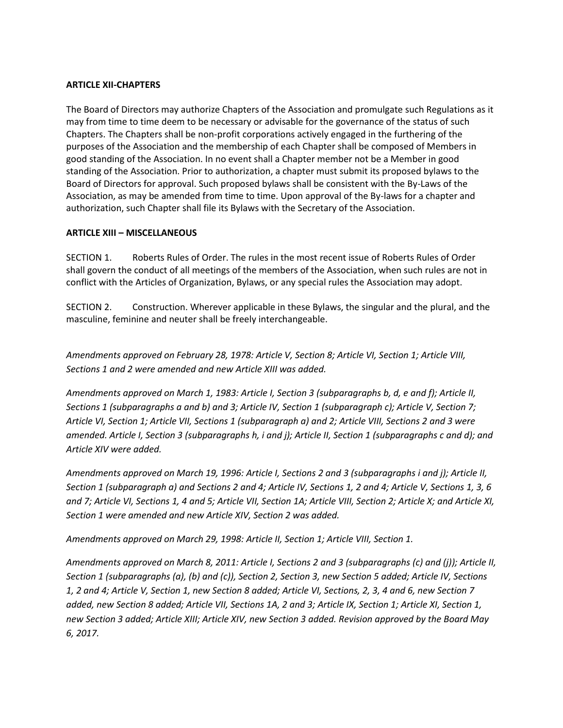**ARTICLE XII-CHAPTERS**

The Board of Directors may authorize Chapters of the Association and promulgate such Regulations as it may from time to time deem to be necessary or advisable for the governance of the status of such Chapters. The Chapters shall be non-profit corporations actively engaged in the furthering of the purposes of the Association and the membership of each Chapter shall be composed of Members in good standing of the Association. In no event shall a Chapter member not be a Member in good standing of the Association. Prior to authorization, a chapter must submit its proposed bylaws to the Board of Directors for approval. Such proposed bylaws shall be consistent with the By-Laws of the Association, as may be amended from time to time. Upon approval of the By-laws for a chapter and authorization, such Chapter shall file its Bylaws with the Secretary of the Association.

**ARTICLE XIII – MISCELLANEOUS**

SECTION 1. Roberts Rules of Order. The rules in the most recent issue of Roberts Rules of Order shall govern the conduct of all meetings of the members of the Association, when such rules are not in conflict with the Articles of Organization, Bylaws, or any special rules the Association may adopt.

SECTION 2. Construction. Wherever applicable in these Bylaws, the singular and the plural, and the masculine, feminine and neuter shall be freely interchangeable.

*Amendments approved on February 28, 1978: Article V, Section 8; Article VI, Section 1; Article VIII, Sections 1 and 2 were amended and new Article XIII was added.*

*Amendments approved on March 1, 1983: Article I, Section 3 (subparagraphs b, d, e and f); Article II, Sections 1 (subparagraphs a and b) and 3; Article IV, Section 1 (subparagraph c); Article V, Section 7; Article VI, Section 1; Article VII, Sections 1 (subparagraph a) and 2; Article VIII, Sections 2 and 3 were amended. Article I, Section 3 (subparagraphs h, i and j); Article II, Section 1 (subparagraphs c and d); and Article XIV were added.*

*Amendments approved on March 19, 1996: Article I, Sections 2 and 3 (subparagraphs i and j); Article II, Section 1 (subparagraph a) and Sections 2 and 4; Article IV, Sections 1, 2 and 4; Article V, Sections 1, 3, 6 and 7; Article VI, Sections 1, 4 and 5; Article VII, Section 1A; Article VIII, Section 2; Article X; and Article XI, Section 1 were amended and new Article XIV, Section 2 was added.*

*Amendments approved on March 29, 1998: Article II, Section 1; Article VIII, Section 1.*

*Amendments approved on March 8, 2011: Article I, Sections 2 and 3 (subparagraphs (c) and (j)); Article II, Section 1 (subparagraphs (a), (b) and (c)), Section 2, Section 3, new Section 5 added; Article IV, Sections 1, 2 and 4; Article V, Section 1, new Section 8 added; Article VI, Sections, 2, 3, 4 and 6, new Section 7 added, new Section 8 added; Article VII, Sections 1A, 2 and 3; Article IX, Section 1; Article XI, Section 1, new Section 3 added; Article XIII; Article XIV, new Section 3 added. Revision approved by the Board May 6, 2017.*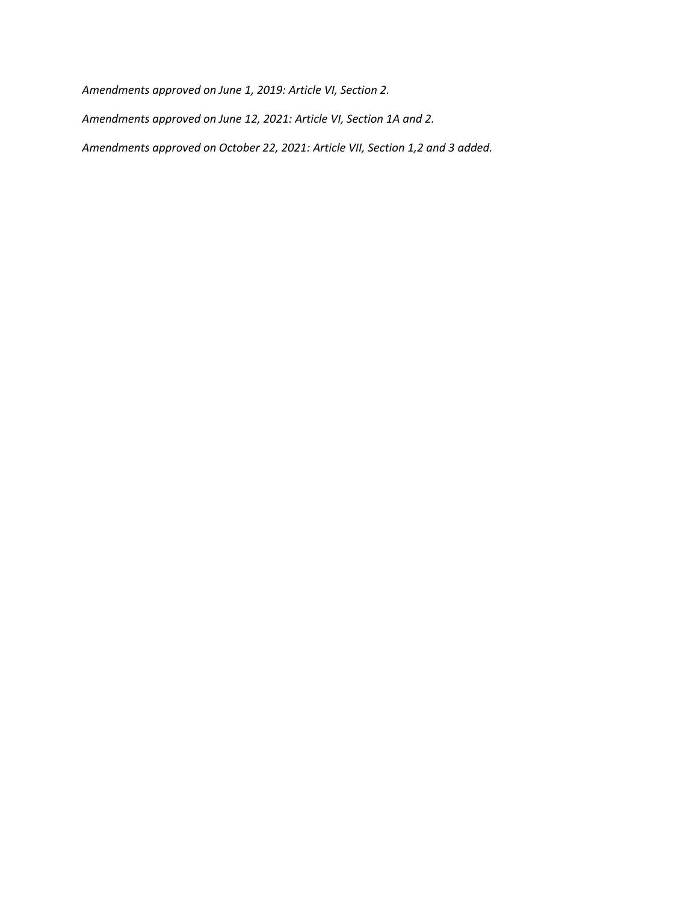*Amendments approved on June 1, 2019: Article VI, Section 2.*

*Amendments approved on June 12, 2021: Article VI, Section 1A and 2.*

*Amendments approved on October 22, 2021: Article VII, Section 1,2 and 3 added.*